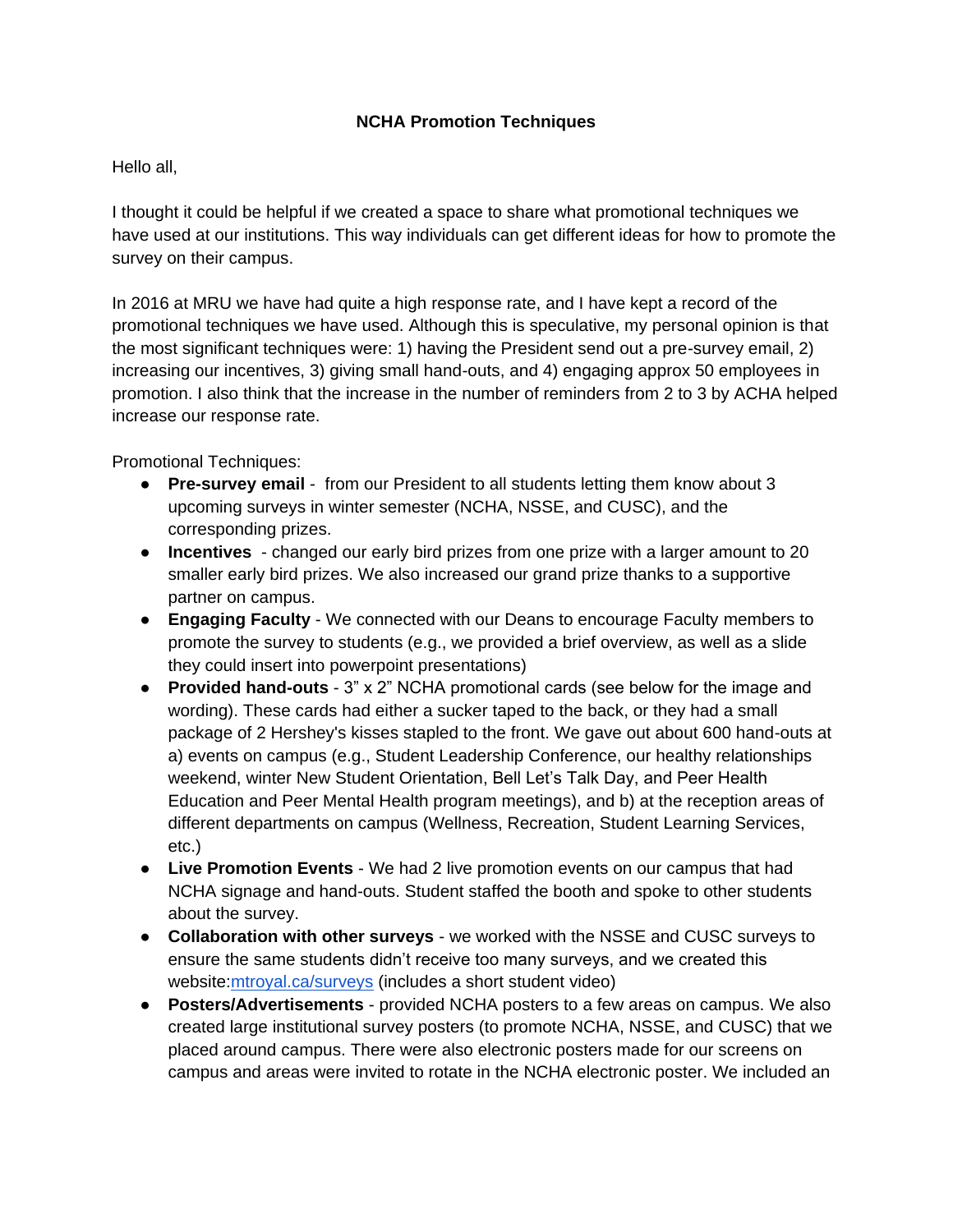**NCHA Promotion Techniques**

Hello all,

I thought it could be helpful if we created a space to share what promotional techniques we have used at our institutions. This way individuals can get different ideas for how to promote the survey on their campus.

In 2016 at MRU we have had quite a high response rate, and I have kept a record of the promotional techniques we have used. Although this is speculative, my personal opinion is that the most significant techniques were: 1) having the President send out a pre-survey email, 2) increasing our incentives, 3) giving small hand-outs, and 4) engaging approx 50 employees in promotion. I also think that the increase in the number of reminders from 2 to 3 by ACHA helped increase our response rate.

Promotional Techniques:

- **Pre-survey email** - from our President to all students letting them know about 3 upcoming surveys in winter semester (NCHA, NSSE, and CUSC), and the corresponding prizes.
- **Incentives** - changed our early bird prizes from one prize with a larger amount to 20 smaller early bird prizes. We also increased our grand prize thanks to a supportive partner on campus.
- **Engaging Faculty** - We connected with our Deans to encourage Faculty members to promote the survey to students (e.g., we provided a brief overview, as well as a slide they could insert into powerpoint presentations)
- **Provided hand-outs** - 3" x 2" NCHA promotional cards (see below for the image and wording). These cards had either a sucker taped to the back, or they had a small package of 2 Hershey's kisses stapled to the front. We gave out about 600 hand-outs at a) events on campus (e.g., Student Leadership Conference, our healthy relationships weekend, winter New Student Orientation, Bell Let's Talk Day, and Peer Health Education and Peer Mental Health program meetings), and b) at the reception areas of different departments on campus (Wellness, Recreation, Student Learning Services, etc.)
- **Live Promotion Events** - We had 2 live promotion events on our campus that had NCHA signage and hand-outs. Student staffed the booth and spoke to other students about the survey.
- **Collaboration with other surveys** - we worked with the NSSE and CUSC surveys to ensure the same students didn't receive too many surveys, and we created this website:[mtroyal.ca/surveys](mtroyal.ca/surveys) (includes a short student video)
- **Posters/Advertisements** - provided NCHA posters to a few areas on campus. We also created large institutional survey posters (to promote NCHA, NSSE, and CUSC) that we placed around campus. There were also electronic posters made for our screens on campus and areas were invited to rotate in the NCHA electronic poster. We included an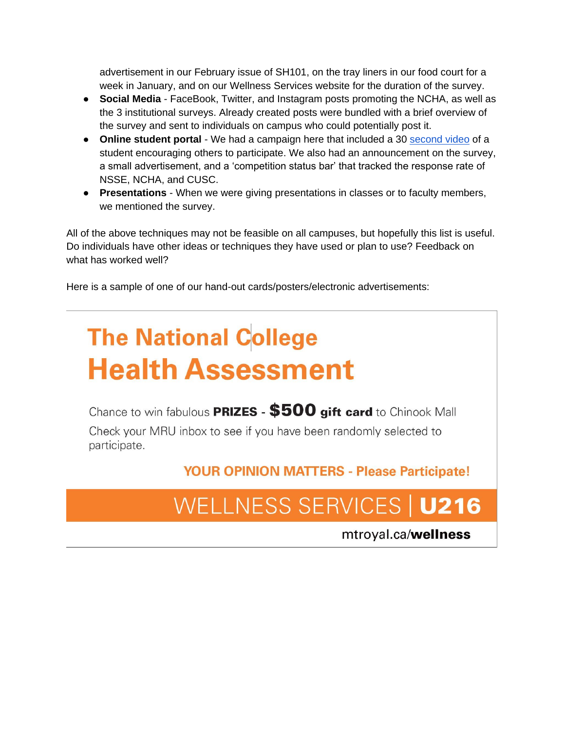advertisement in our February issue of SH101, on the tray liners in our food court for a week in January, and on our Wellness Services website for the duration of the survey.

- **Social Media** - FaceBook, Twitter, and Instagram posts promoting the NCHA, as well as the 3 institutional surveys. Already created posts were bundled with a brief overview of the survey and sent to individuals on campus who could potentially post it.
- **Online student portal** - We had a campaign here that included a 30 second video of a student encouraging others to participate. We also had an announcement on the survey, a small advertisement, and a 'competition status bar' that tracked the response rate of NSSE, NCHA, and CUSC.
- **Presentations** - When we were giving presentations in classes or to faculty members, we mentioned the survey.

All of the above techniques may not be feasible on all campuses, but hopefully this list is useful. Do individuals have other ideas or techniques they have used or plan to use? Feedback on what has worked well?

Here is a sample of one of our hand-out cards/posters/electronic advertisements:

# The National College Health Assessment

Chance to win fabulous **PRIZES** - **$500 gift card** to Chinook Mall

Check your MRU inbox to see if you have been randomly selected to participate.

**YOUR OPINION MATTERS - Please Participate!**

WELLNESS SERVICES | **U216**

mtroyal.ca/**wellness**